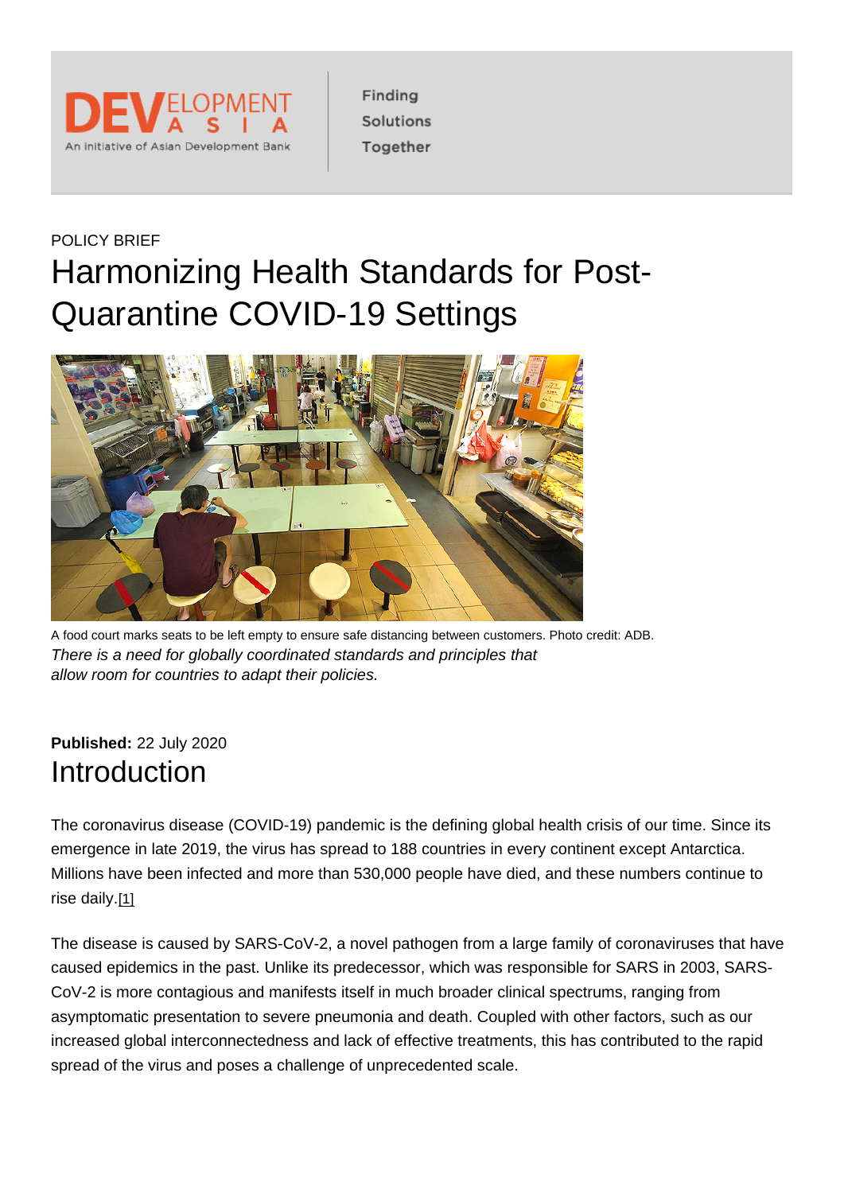POLICY BRIEF

# Harmonizing Health Standards for Post-Quarantine COVID-19 Settings

A food court marks seats to be left empty to ensure safe distancing between customers. Photo credit: ADB.

*There is a need for globally coordinated standards and principles that allow room for countries to adapt their policies.*

**Published:** 22 July 2020

## Introduction

The coronavirus disease (COVID-19) pandemic is the defining global health crisis of our time. Since its emergence in late 2019, the virus has spread to 188 countries in every continent except Antarctica. Millions have been infected and more than 530,000 people have died, and these numbers continue to rise daily.[1]

The disease is caused by SARS-CoV-2, a novel pathogen from a large family of coronaviruses that have caused epidemics in the past. Unlike its predecessor, which was responsible for SARS in 2003, SARS-CoV-2 is more contagious and manifests itself in much broader clinical spectrums, ranging from asymptomatic presentation to severe pneumonia and death. Coupled with other factors, such as our increased global interconnectedness and lack of effective treatments, this has contributed to the rapid spread of the virus and poses a challenge of unprecedented scale.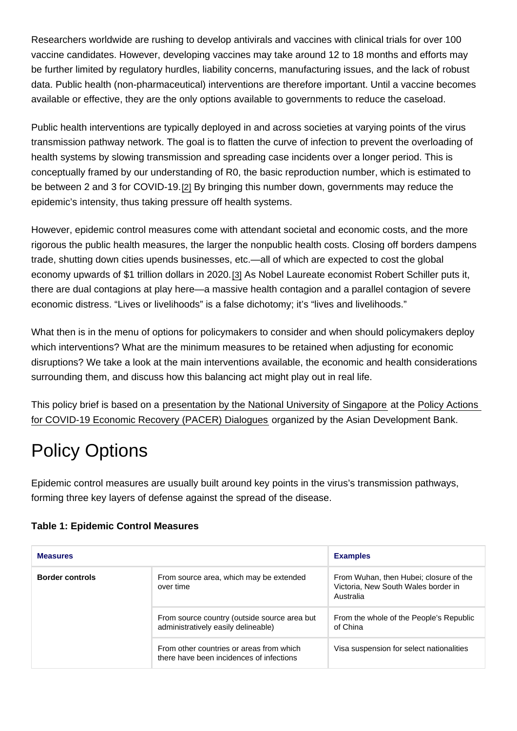Researchers worldwide are rushing to develop antivirals and vaccines with clinical trials for over 100 vaccine candidates. However, developing vaccines may take around 12 to 18 months and efforts may be further limited by regulatory hurdles, liability concerns, manufacturing issues, and the lack of robust data. Public health (non-pharmaceutical) interventions are therefore important. Until a vaccine becomes available or effective, they are the only options available to governments to reduce the caseload.

Public health interventions are typically deployed in and across societies at varying points of the virus transmission pathway network. The goal is to flatten the curve of infection to prevent the overloading of health systems by slowing transmission and spreading case incidents over a longer period. This is conceptually framed by our understanding of R0, the basic reproduction number, which is estimated to be between 2 and 3 for COVID-19.[2] By bringing this number down, governments may reduce the epidemic's intensity, thus taking pressure off health systems.

However, epidemic control measures come with attendant societal and economic costs, and the more rigorous the public health measures, the larger the nonpublic health costs. Closing off borders dampens trade, shutting down cities upends businesses, etc.—all of which are expected to cost the global economy upwards of $1 trillion dollars in 2020.[3] As Nobel Laureate economist Robert Schiller puts it, there are dual contagions at play here—a massive health contagion and a parallel contagion of severe economic distress. "Lives or livelihoods" is a false dichotomy; it's "lives and livelihoods."

What then is in the menu of options for policymakers to consider and when should policymakers deploy which interventions? What are the minimum measures to be retained when adjusting for economic disruptions? We take a look at the main interventions available, the economic and health considerations surrounding them, and discuss how this balancing act might play out in real life.

This policy brief is based on a presentation by the National University of Singapore at the Policy Actions for COVID-19 Economic Recovery (PACER) Dialogues organized by the Asian Development Bank.

# Policy Options

Epidemic control measures are usually built around key points in the virus's transmission pathways, forming three key layers of defense against the spread of the disease.

**Table 1: Epidemic Control Measures**

| Measures | | Examples |
|---|---|---|
| **Border controls** | From source area, which may be extended over time | From Wuhan, then Hubei; closure of the Victoria, New South Wales border in Australia |
| | From source country (outside source area but administratively easily delineable) | From the whole of the People's Republic of China |
| | From other countries or areas from which there have been incidences of infections | Visa suspension for select nationalities |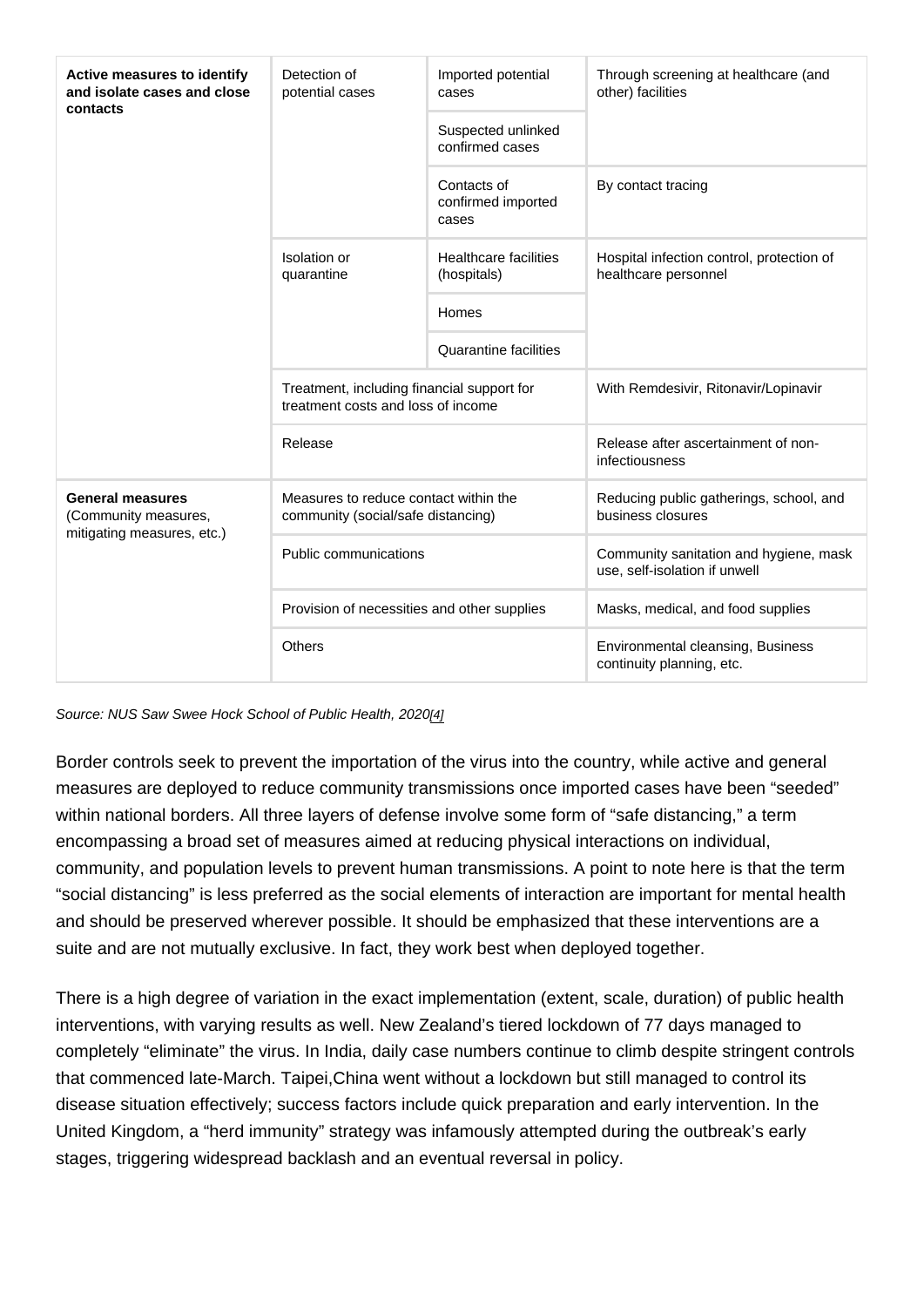| | | | |
|---|---|---|---|
| **Active measures to identify and isolate cases and close contacts** | Detection of potential cases | Imported potential cases | Through screening at healthcare (and other) facilities |
| | | Suspected unlinked confirmed cases | |
| | | Contacts of confirmed imported cases | By contact tracing |
| | Isolation or quarantine | Healthcare facilities (hospitals) | Hospital infection control, protection of healthcare personnel |
| | | Homes | |
| | | Quarantine facilities | |
| | Treatment, including financial support for treatment costs and loss of income | | With Remdesivir, Ritonavir/Lopinavir |
| | Release | | Release after ascertainment of non-infectiousness |
| **General measures** (Community measures, mitigating measures, etc.) | Measures to reduce contact within the community (social/safe distancing) | | Reducing public gatherings, school, and business closures |
| | Public communications | | Community sanitation and hygiene, mask use, self-isolation if unwell |
| | Provision of necessities and other supplies | | Masks, medical, and food supplies |
| | Others | | Environmental cleansing, Business continuity planning, etc. |

*Source: NUS Saw Swee Hock School of Public Health, 2020[4]*

Border controls seek to prevent the importation of the virus into the country, while active and general measures are deployed to reduce community transmissions once imported cases have been "seeded" within national borders. All three layers of defense involve some form of "safe distancing," a term encompassing a broad set of measures aimed at reducing physical interactions on individual, community, and population levels to prevent human transmissions. A point to note here is that the term "social distancing" is less preferred as the social elements of interaction are important for mental health and should be preserved wherever possible. It should be emphasized that these interventions are a suite and are not mutually exclusive. In fact, they work best when deployed together.

There is a high degree of variation in the exact implementation (extent, scale, duration) of public health interventions, with varying results as well. New Zealand's tiered lockdown of 77 days managed to completely "eliminate" the virus. In India, daily case numbers continue to climb despite stringent controls that commenced late-March. Taipei,China went without a lockdown but still managed to control its disease situation effectively; success factors include quick preparation and early intervention. In the United Kingdom, a "herd immunity" strategy was infamously attempted during the outbreak's early stages, triggering widespread backlash and an eventual reversal in policy.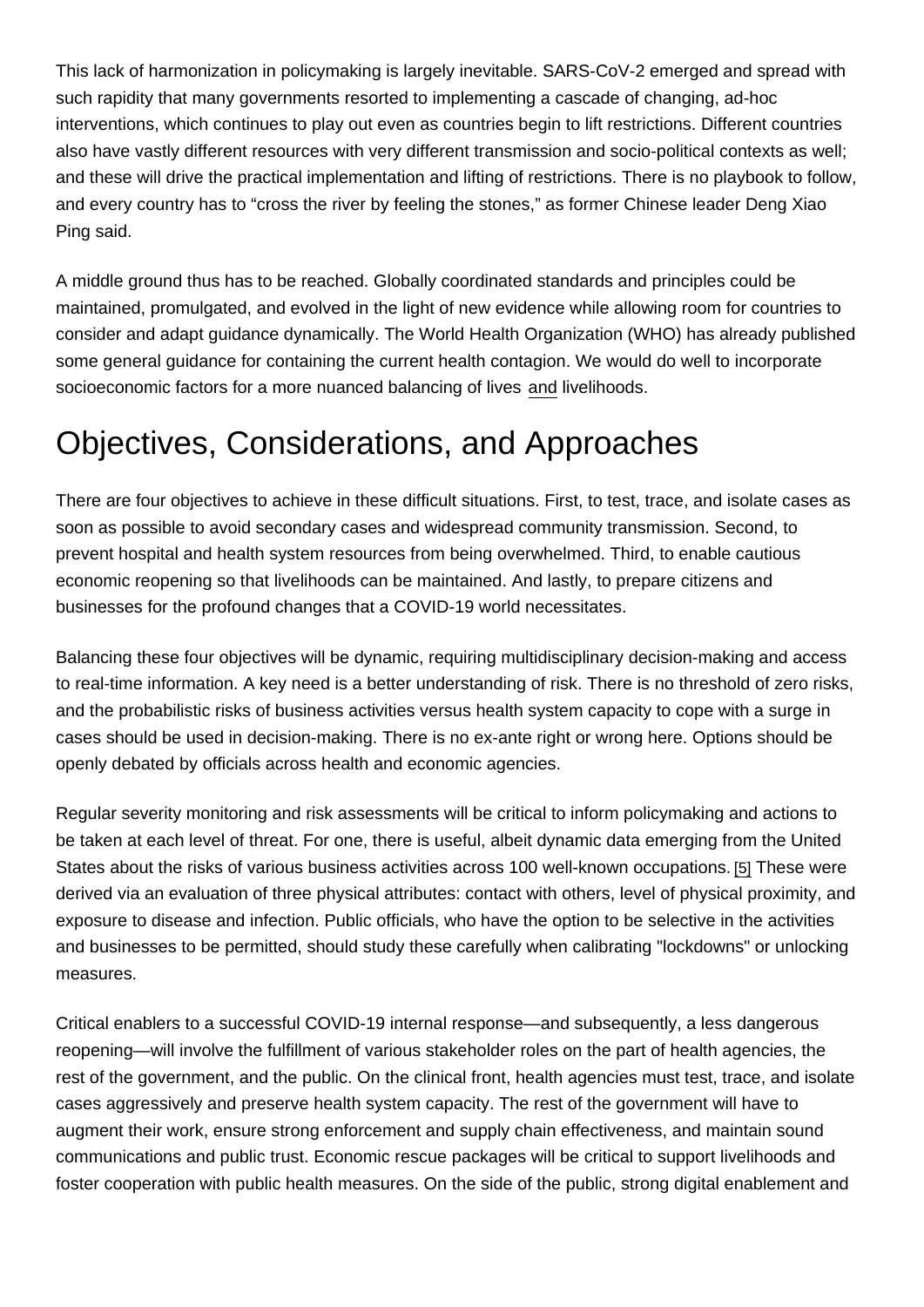This lack of harmonization in policymaking is largely inevitable. SARS-CoV-2 emerged and spread with such rapidity that many governments resorted to implementing a cascade of changing, ad-hoc interventions, which continues to play out even as countries begin to lift restrictions. Different countries also have vastly different resources with very different transmission and socio-political contexts as well; and these will drive the practical implementation and lifting of restrictions. There is no playbook to follow, and every country has to "cross the river by feeling the stones," as former Chinese leader Deng Xiao Ping said.

A middle ground thus has to be reached. Globally coordinated standards and principles could be maintained, promulgated, and evolved in the light of new evidence while allowing room for countries to consider and adapt guidance dynamically. The World Health Organization (WHO) has already published some general guidance for containing the current health contagion. We would do well to incorporate socioeconomic factors for a more nuanced balancing of lives _and_ livelihoods.

## Objectives, Considerations, and Approaches

There are four objectives to achieve in these difficult situations. First, to test, trace, and isolate cases as soon as possible to avoid secondary cases and widespread community transmission. Second, to prevent hospital and health system resources from being overwhelmed. Third, to enable cautious economic reopening so that livelihoods can be maintained. And lastly, to prepare citizens and businesses for the profound changes that a COVID-19 world necessitates.

Balancing these four objectives will be dynamic, requiring multidisciplinary decision-making and access to real-time information. A key need is a better understanding of risk. There is no threshold of zero risks, and the probabilistic risks of business activities versus health system capacity to cope with a surge in cases should be used in decision-making. There is no ex-ante right or wrong here. Options should be openly debated by officials across health and economic agencies.

Regular severity monitoring and risk assessments will be critical to inform policymaking and actions to be taken at each level of threat. For one, there is useful, albeit dynamic data emerging from the United States about the risks of various business activities across 100 well-known occupations.[5] These were derived via an evaluation of three physical attributes: contact with others, level of physical proximity, and exposure to disease and infection. Public officials, who have the option to be selective in the activities and businesses to be permitted, should study these carefully when calibrating "lockdowns" or unlocking measures.

Critical enablers to a successful COVID-19 internal response—and subsequently, a less dangerous reopening—will involve the fulfillment of various stakeholder roles on the part of health agencies, the rest of the government, and the public. On the clinical front, health agencies must test, trace, and isolate cases aggressively and preserve health system capacity. The rest of the government will have to augment their work, ensure strong enforcement and supply chain effectiveness, and maintain sound communications and public trust. Economic rescue packages will be critical to support livelihoods and foster cooperation with public health measures. On the side of the public, strong digital enablement and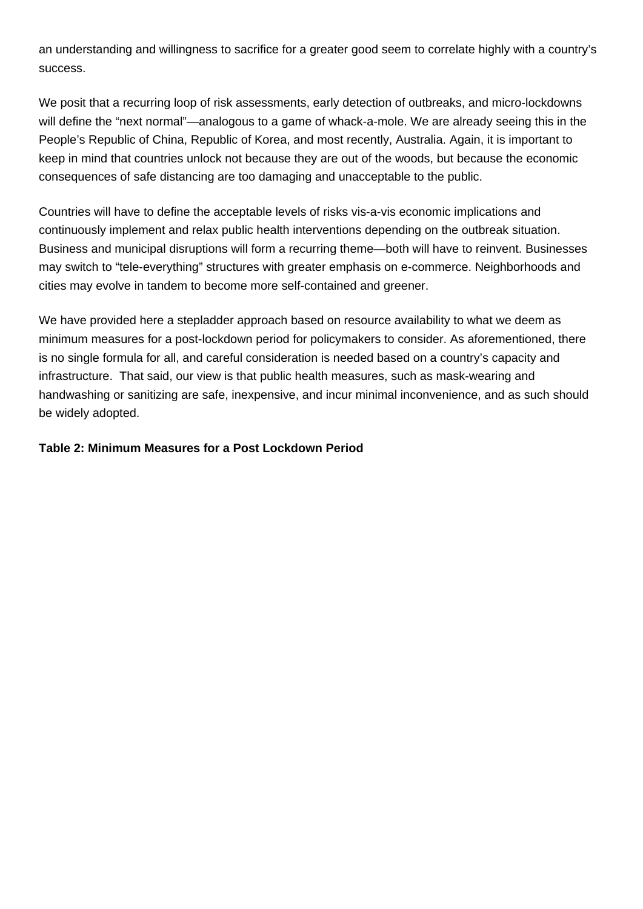an understanding and willingness to sacrifice for a greater good seem to correlate highly with a country's success.

We posit that a recurring loop of risk assessments, early detection of outbreaks, and micro-lockdowns will define the "next normal"—analogous to a game of whack-a-mole. We are already seeing this in the People's Republic of China, Republic of Korea, and most recently, Australia. Again, it is important to keep in mind that countries unlock not because they are out of the woods, but because the economic consequences of safe distancing are too damaging and unacceptable to the public.

Countries will have to define the acceptable levels of risks vis-a-vis economic implications and continuously implement and relax public health interventions depending on the outbreak situation. Business and municipal disruptions will form a recurring theme—both will have to reinvent. Businesses may switch to "tele-everything" structures with greater emphasis on e-commerce. Neighborhoods and cities may evolve in tandem to become more self-contained and greener.

We have provided here a stepladder approach based on resource availability to what we deem as minimum measures for a post-lockdown period for policymakers to consider. As aforementioned, there is no single formula for all, and careful consideration is needed based on a country's capacity and infrastructure. That said, our view is that public health measures, such as mask-wearing and handwashing or sanitizing are safe, inexpensive, and incur minimal inconvenience, and as such should be widely adopted.

**Table 2: Minimum Measures for a Post Lockdown Period**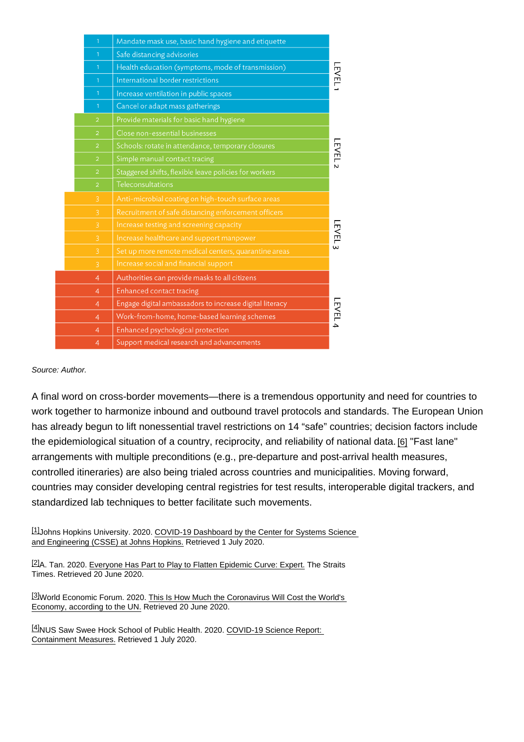| Level | Measure | |
|---|---|---|
| 1 | Mandate mask use, basic hand hygiene and etiquette | LEVEL 1 |
| 1 | Safe distancing advisories | |
| 1 | Health education (symptoms, mode of transmission) | |
| 1 | International border restrictions | |
| 1 | Increase ventilation in public spaces | |
| 1 | Cancel or adapt mass gatherings | |
| 2 | Provide materials for basic hand hygiene | LEVEL 2 |
| 2 | Close non-essential businesses | |
| 2 | Schools: rotate in attendance, temporary closures | |
| 2 | Simple manual contact tracing | |
| 2 | Staggered shifts, flexible leave policies for workers | |
| 2 | Teleconsultations | |
| 3 | Anti-microbial coating on high-touch surface areas | LEVEL 3 |
| 3 | Recruitment of safe distancing enforcement officers | |
| 3 | Increase testing and screening capacity | |
| 3 | Increase healthcare and support manpower | |
| 3 | Set up more remote medical centers, quarantine areas | |
| 3 | Increase social and financial support | |
| 4 | Authorities can provide masks to all citizens | LEVEL 4 |
| 4 | Enhanced contact tracing | |
| 4 | Engage digital ambassadors to increase digital literacy | |
| 4 | Work-from-home, home-based learning schemes | |
| 4 | Enhanced psychological protection | |
| 4 | Support medical research and advancements | |

*Source: Author.*

A final word on cross-border movements—there is a tremendous opportunity and need for countries to work together to harmonize inbound and outbound travel protocols and standards. The European Union has already begun to lift nonessential travel restrictions on 14 "safe" countries; decision factors include the epidemiological situation of a country, reciprocity, and reliability of national data.[6] "Fast lane" arrangements with multiple preconditions (e.g., pre-departure and post-arrival health measures, controlled itineraries) are also being trialed across countries and municipalities. Moving forward, countries may consider developing central registries for test results, interoperable digital trackers, and standardized lab techniques to better facilitate such movements.

[1] Johns Hopkins University. 2020. COVID-19 Dashboard by the Center for Systems Science and Engineering (CSSE) at Johns Hopkins. Retrieved 1 July 2020.

[2] A. Tan. 2020. Everyone Has Part to Play to Flatten Epidemic Curve: Expert. The Straits Times. Retrieved 20 June 2020.

[3] World Economic Forum. 2020. This Is How Much the Coronavirus Will Cost the World's Economy, according to the UN. Retrieved 20 June 2020.

[4] NUS Saw Swee Hock School of Public Health. 2020. COVID-19 Science Report: Containment Measures. Retrieved 1 July 2020.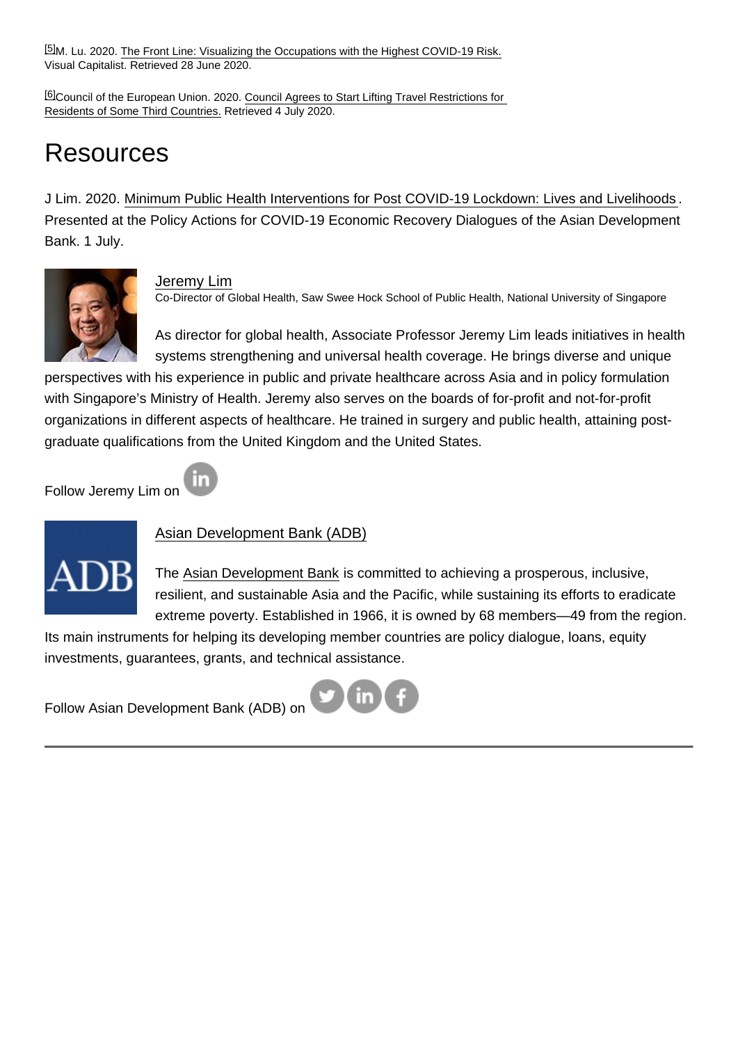[5]M. Lu. 2020. The Front Line: Visualizing the Occupations with the Highest COVID-19 Risk. Visual Capitalist. Retrieved 28 June 2020.

[6]Council of the European Union. 2020. Council Agrees to Start Lifting Travel Restrictions for Residents of Some Third Countries. Retrieved 4 July 2020.

# Resources

J Lim. 2020. Minimum Public Health Interventions for Post COVID-19 Lockdown: Lives and Livelihoods. Presented at the Policy Actions for COVID-19 Economic Recovery Dialogues of the Asian Development Bank. 1 July.

Jeremy Lim

Co-Director of Global Health, Saw Swee Hock School of Public Health, National University of Singapore

As director for global health, Associate Professor Jeremy Lim leads initiatives in health systems strengthening and universal health coverage. He brings diverse and unique perspectives with his experience in public and private healthcare across Asia and in policy formulation with Singapore's Ministry of Health. Jeremy also serves on the boards of for-profit and not-for-profit organizations in different aspects of healthcare. He trained in surgery and public health, attaining post-graduate qualifications from the United Kingdom and the United States.

Follow Jeremy Lim on

Asian Development Bank (ADB)

The Asian Development Bank is committed to achieving a prosperous, inclusive, resilient, and sustainable Asia and the Pacific, while sustaining its efforts to eradicate extreme poverty. Established in 1966, it is owned by 68 members—49 from the region. Its main instruments for helping its developing member countries are policy dialogue, loans, equity investments, guarantees, grants, and technical assistance.

Follow Asian Development Bank (ADB) on